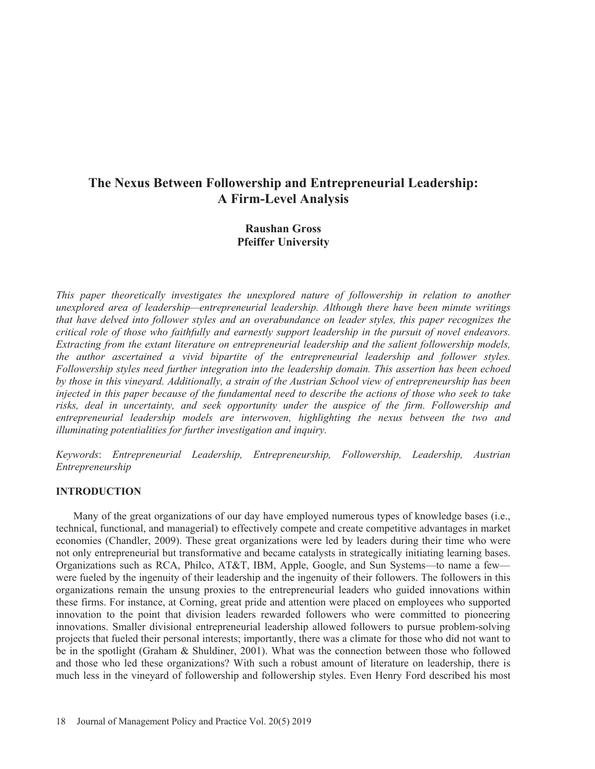# The Nexus Between Followership and Entrepreneurial Leadership: A Firm-Level Analysis

**Raushan Gross**
**Pfeiffer University**

*This paper theoretically investigates the unexplored nature of followership in relation to another unexplored area of leadership—entrepreneurial leadership. Although there have been minute writings that have delved into follower styles and an overabundance on leader styles, this paper recognizes the critical role of those who faithfully and earnestly support leadership in the pursuit of novel endeavors. Extracting from the extant literature on entrepreneurial leadership and the salient followership models, the author ascertained a vivid bipartite of the entrepreneurial leadership and follower styles. Followership styles need further integration into the leadership domain. This assertion has been echoed by those in this vineyard. Additionally, a strain of the Austrian School view of entrepreneurship has been injected in this paper because of the fundamental need to describe the actions of those who seek to take risks, deal in uncertainty, and seek opportunity under the auspice of the firm. Followership and entrepreneurial leadership models are interwoven, highlighting the nexus between the two and illuminating potentialities for further investigation and inquiry.*

*Keywords*: *Entrepreneurial Leadership, Entrepreneurship, Followership, Leadership, Austrian Entrepreneurship*

## INTRODUCTION

Many of the great organizations of our day have employed numerous types of knowledge bases (i.e., technical, functional, and managerial) to effectively compete and create competitive advantages in market economies (Chandler, 2009). These great organizations were led by leaders during their time who were not only entrepreneurial but transformative and became catalysts in strategically initiating learning bases. Organizations such as RCA, Philco, AT&T, IBM, Apple, Google, and Sun Systems—to name a few—were fueled by the ingenuity of their leadership and the ingenuity of their followers. The followers in this organizations remain the unsung proxies to the entrepreneurial leaders who guided innovations within these firms. For instance, at Corning, great pride and attention were placed on employees who supported innovation to the point that division leaders rewarded followers who were committed to pioneering innovations. Smaller divisional entrepreneurial leadership allowed followers to pursue problem-solving projects that fueled their personal interests; importantly, there was a climate for those who did not want to be in the spotlight (Graham & Shuldiner, 2001). What was the connection between those who followed and those who led these organizations? With such a robust amount of literature on leadership, there is much less in the vineyard of followership and followership styles. Even Henry Ford described his most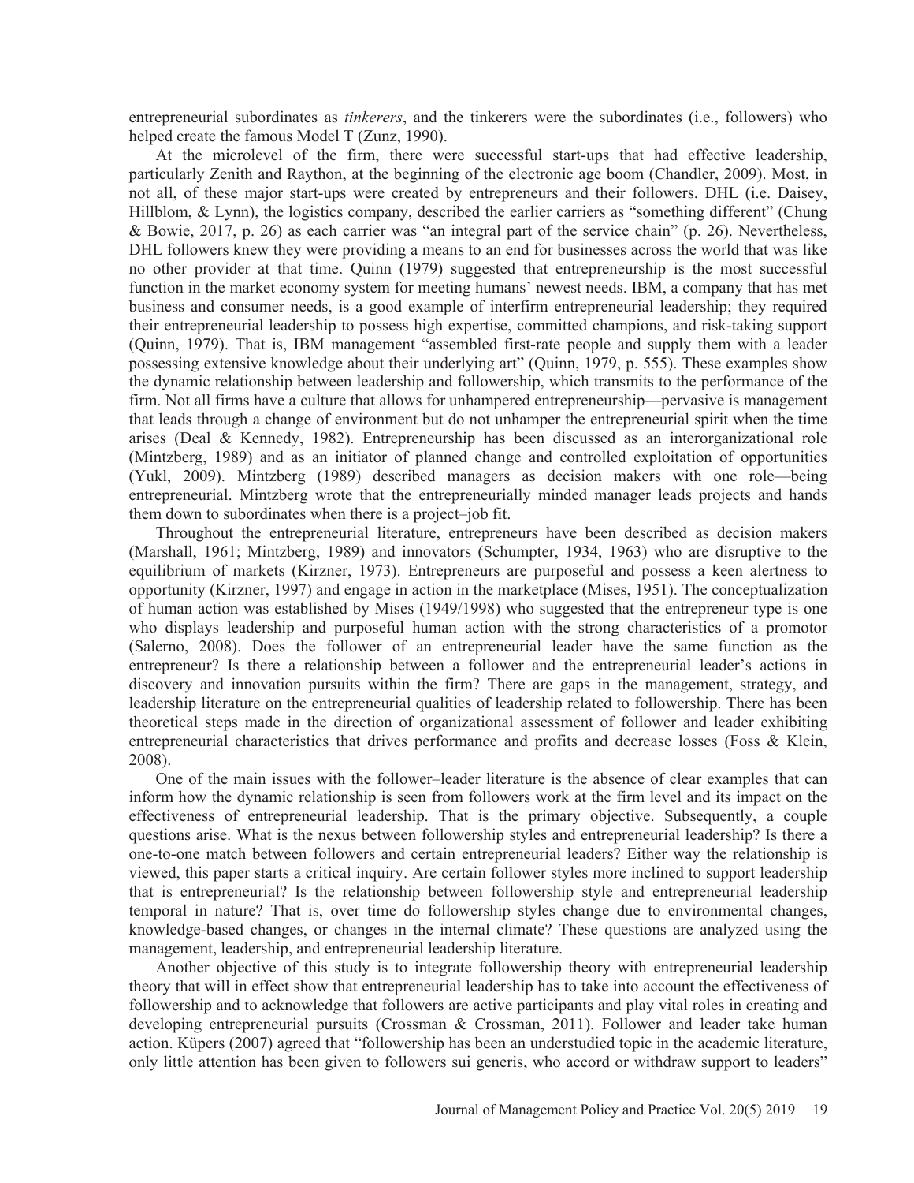entrepreneurial subordinates as *tinkerers*, and the tinkerers were the subordinates (i.e., followers) who helped create the famous Model T (Zunz, 1990).

At the microlevel of the firm, there were successful start-ups that had effective leadership, particularly Zenith and Raython, at the beginning of the electronic age boom (Chandler, 2009). Most, in not all, of these major start-ups were created by entrepreneurs and their followers. DHL (i.e. Daisey, Hillblom, & Lynn), the logistics company, described the earlier carriers as "something different" (Chung & Bowie, 2017, p. 26) as each carrier was "an integral part of the service chain" (p. 26). Nevertheless, DHL followers knew they were providing a means to an end for businesses across the world that was like no other provider at that time. Quinn (1979) suggested that entrepreneurship is the most successful function in the market economy system for meeting humans' newest needs. IBM, a company that has met business and consumer needs, is a good example of interfirm entrepreneurial leadership; they required their entrepreneurial leadership to possess high expertise, committed champions, and risk-taking support (Quinn, 1979). That is, IBM management "assembled first-rate people and supply them with a leader possessing extensive knowledge about their underlying art" (Quinn, 1979, p. 555). These examples show the dynamic relationship between leadership and followership, which transmits to the performance of the firm. Not all firms have a culture that allows for unhampered entrepreneurship—pervasive is management that leads through a change of environment but do not unhamper the entrepreneurial spirit when the time arises (Deal & Kennedy, 1982). Entrepreneurship has been discussed as an interorganizational role (Mintzberg, 1989) and as an initiator of planned change and controlled exploitation of opportunities (Yukl, 2009). Mintzberg (1989) described managers as decision makers with one role—being entrepreneurial. Mintzberg wrote that the entrepreneurially minded manager leads projects and hands them down to subordinates when there is a project–job fit.

Throughout the entrepreneurial literature, entrepreneurs have been described as decision makers (Marshall, 1961; Mintzberg, 1989) and innovators (Schumpter, 1934, 1963) who are disruptive to the equilibrium of markets (Kirzner, 1973). Entrepreneurs are purposeful and possess a keen alertness to opportunity (Kirzner, 1997) and engage in action in the marketplace (Mises, 1951). The conceptualization of human action was established by Mises (1949/1998) who suggested that the entrepreneur type is one who displays leadership and purposeful human action with the strong characteristics of a promotor (Salerno, 2008). Does the follower of an entrepreneurial leader have the same function as the entrepreneur? Is there a relationship between a follower and the entrepreneurial leader's actions in discovery and innovation pursuits within the firm? There are gaps in the management, strategy, and leadership literature on the entrepreneurial qualities of leadership related to followership. There has been theoretical steps made in the direction of organizational assessment of follower and leader exhibiting entrepreneurial characteristics that drives performance and profits and decrease losses (Foss & Klein, 2008).

One of the main issues with the follower–leader literature is the absence of clear examples that can inform how the dynamic relationship is seen from followers work at the firm level and its impact on the effectiveness of entrepreneurial leadership. That is the primary objective. Subsequently, a couple questions arise. What is the nexus between followership styles and entrepreneurial leadership? Is there a one-to-one match between followers and certain entrepreneurial leaders? Either way the relationship is viewed, this paper starts a critical inquiry. Are certain follower styles more inclined to support leadership that is entrepreneurial? Is the relationship between followership style and entrepreneurial leadership temporal in nature? That is, over time do followership styles change due to environmental changes, knowledge-based changes, or changes in the internal climate? These questions are analyzed using the management, leadership, and entrepreneurial leadership literature.

Another objective of this study is to integrate followership theory with entrepreneurial leadership theory that will in effect show that entrepreneurial leadership has to take into account the effectiveness of followership and to acknowledge that followers are active participants and play vital roles in creating and developing entrepreneurial pursuits (Crossman & Crossman, 2011). Follower and leader take human action. Küpers (2007) agreed that "followership has been an understudied topic in the academic literature, only little attention has been given to followers sui generis, who accord or withdraw support to leaders"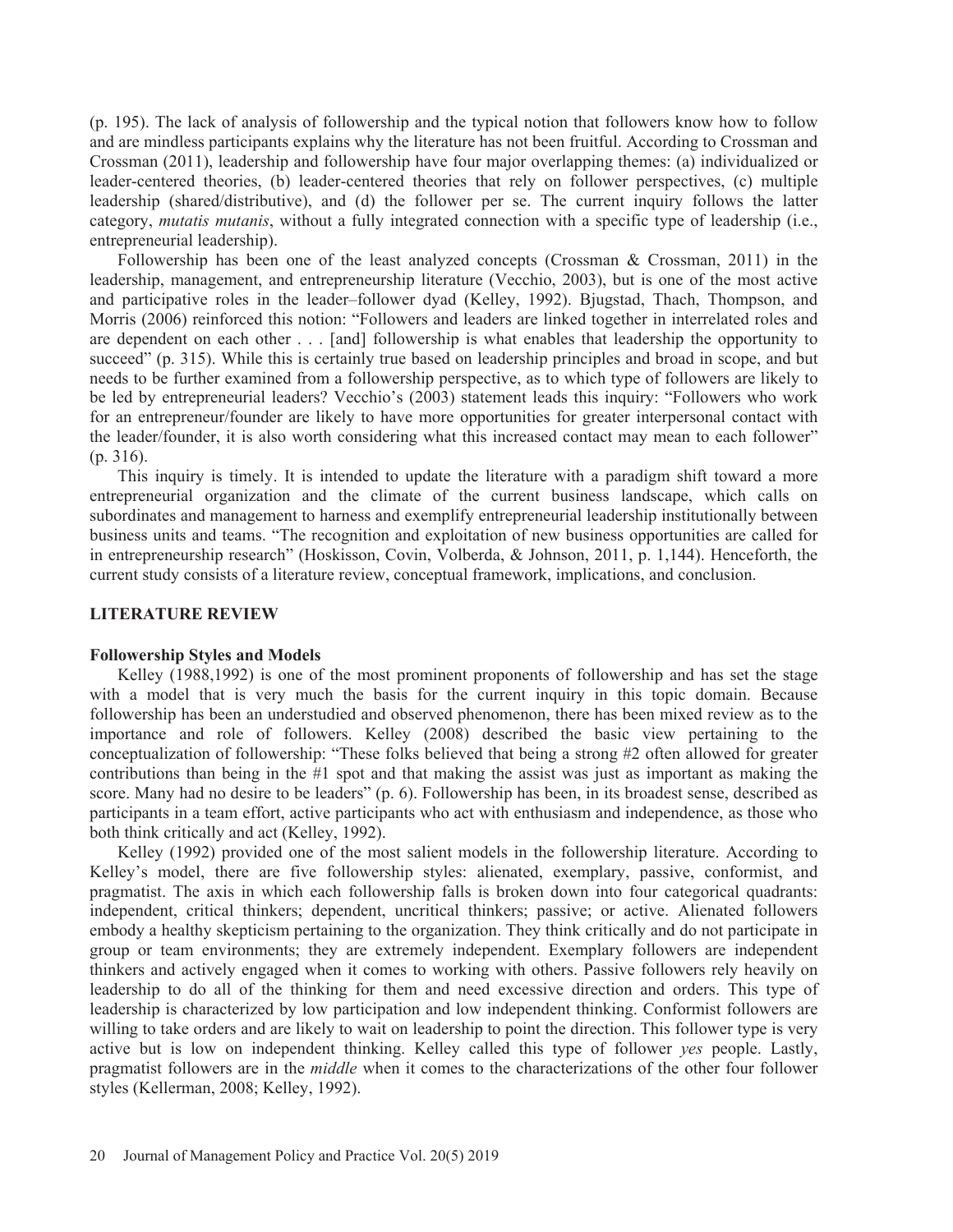(p. 195). The lack of analysis of followership and the typical notion that followers know how to follow and are mindless participants explains why the literature has not been fruitful. According to Crossman and Crossman (2011), leadership and followership have four major overlapping themes: (a) individualized or leader-centered theories, (b) leader-centered theories that rely on follower perspectives, (c) multiple leadership (shared/distributive), and (d) the follower per se. The current inquiry follows the latter category, *mutatis mutanis*, without a fully integrated connection with a specific type of leadership (i.e., entrepreneurial leadership).

Followership has been one of the least analyzed concepts (Crossman & Crossman, 2011) in the leadership, management, and entrepreneurship literature (Vecchio, 2003), but is one of the most active and participative roles in the leader–follower dyad (Kelley, 1992). Bjugstad, Thach, Thompson, and Morris (2006) reinforced this notion: "Followers and leaders are linked together in interrelated roles and are dependent on each other . . . [and] followership is what enables that leadership the opportunity to succeed" (p. 315). While this is certainly true based on leadership principles and broad in scope, and but needs to be further examined from a followership perspective, as to which type of followers are likely to be led by entrepreneurial leaders? Vecchio's (2003) statement leads this inquiry: "Followers who work for an entrepreneur/founder are likely to have more opportunities for greater interpersonal contact with the leader/founder, it is also worth considering what this increased contact may mean to each follower" (p. 316).

This inquiry is timely. It is intended to update the literature with a paradigm shift toward a more entrepreneurial organization and the climate of the current business landscape, which calls on subordinates and management to harness and exemplify entrepreneurial leadership institutionally between business units and teams. "The recognition and exploitation of new business opportunities are called for in entrepreneurship research" (Hoskisson, Covin, Volberda, & Johnson, 2011, p. 1,144). Henceforth, the current study consists of a literature review, conceptual framework, implications, and conclusion.

## LITERATURE REVIEW

### Followership Styles and Models

Kelley (1988,1992) is one of the most prominent proponents of followership and has set the stage with a model that is very much the basis for the current inquiry in this topic domain. Because followership has been an understudied and observed phenomenon, there has been mixed review as to the importance and role of followers. Kelley (2008) described the basic view pertaining to the conceptualization of followership: "These folks believed that being a strong #2 often allowed for greater contributions than being in the #1 spot and that making the assist was just as important as making the score. Many had no desire to be leaders" (p. 6). Followership has been, in its broadest sense, described as participants in a team effort, active participants who act with enthusiasm and independence, as those who both think critically and act (Kelley, 1992).

Kelley (1992) provided one of the most salient models in the followership literature. According to Kelley's model, there are five followership styles: alienated, exemplary, passive, conformist, and pragmatist. The axis in which each followership falls is broken down into four categorical quadrants: independent, critical thinkers; dependent, uncritical thinkers; passive; or active. Alienated followers embody a healthy skepticism pertaining to the organization. They think critically and do not participate in group or team environments; they are extremely independent. Exemplary followers are independent thinkers and actively engaged when it comes to working with others. Passive followers rely heavily on leadership to do all of the thinking for them and need excessive direction and orders. This type of leadership is characterized by low participation and low independent thinking. Conformist followers are willing to take orders and are likely to wait on leadership to point the direction. This follower type is very active but is low on independent thinking. Kelley called this type of follower *yes* people. Lastly, pragmatist followers are in the *middle* when it comes to the characterizations of the other four follower styles (Kellerman, 2008; Kelley, 1992).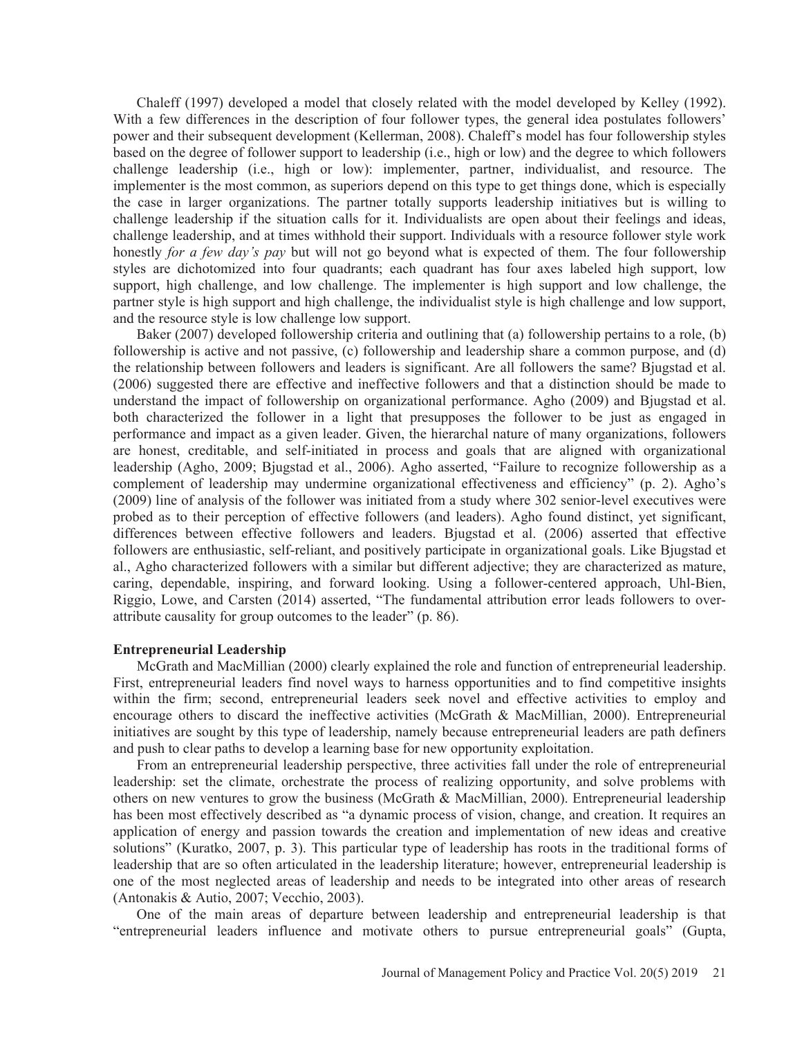Chaleff (1997) developed a model that closely related with the model developed by Kelley (1992). With a few differences in the description of four follower types, the general idea postulates followers' power and their subsequent development (Kellerman, 2008). Chaleff's model has four followership styles based on the degree of follower support to leadership (i.e., high or low) and the degree to which followers challenge leadership (i.e., high or low): implementer, partner, individualist, and resource. The implementer is the most common, as superiors depend on this type to get things done, which is especially the case in larger organizations. The partner totally supports leadership initiatives but is willing to challenge leadership if the situation calls for it. Individualists are open about their feelings and ideas, challenge leadership, and at times withhold their support. Individuals with a resource follower style work honestly *for a few day's pay* but will not go beyond what is expected of them. The four followership styles are dichotomized into four quadrants; each quadrant has four axes labeled high support, low support, high challenge, and low challenge. The implementer is high support and low challenge, the partner style is high support and high challenge, the individualist style is high challenge and low support, and the resource style is low challenge low support.

Baker (2007) developed followership criteria and outlining that (a) followership pertains to a role, (b) followership is active and not passive, (c) followership and leadership share a common purpose, and (d) the relationship between followers and leaders is significant. Are all followers the same? Bjugstad et al. (2006) suggested there are effective and ineffective followers and that a distinction should be made to understand the impact of followership on organizational performance. Agho (2009) and Bjugstad et al. both characterized the follower in a light that presupposes the follower to be just as engaged in performance and impact as a given leader. Given, the hierarchal nature of many organizations, followers are honest, creditable, and self-initiated in process and goals that are aligned with organizational leadership (Agho, 2009; Bjugstad et al., 2006). Agho asserted, "Failure to recognize followership as a complement of leadership may undermine organizational effectiveness and efficiency" (p. 2). Agho's (2009) line of analysis of the follower was initiated from a study where 302 senior-level executives were probed as to their perception of effective followers (and leaders). Agho found distinct, yet significant, differences between effective followers and leaders. Bjugstad et al. (2006) asserted that effective followers are enthusiastic, self-reliant, and positively participate in organizational goals. Like Bjugstad et al., Agho characterized followers with a similar but different adjective; they are characterized as mature, caring, dependable, inspiring, and forward looking. Using a follower-centered approach, Uhl-Bien, Riggio, Lowe, and Carsten (2014) asserted, "The fundamental attribution error leads followers to over-attribute causality for group outcomes to the leader" (p. 86).

**Entrepreneurial Leadership**

McGrath and MacMillian (2000) clearly explained the role and function of entrepreneurial leadership. First, entrepreneurial leaders find novel ways to harness opportunities and to find competitive insights within the firm; second, entrepreneurial leaders seek novel and effective activities to employ and encourage others to discard the ineffective activities (McGrath & MacMillian, 2000). Entrepreneurial initiatives are sought by this type of leadership, namely because entrepreneurial leaders are path definers and push to clear paths to develop a learning base for new opportunity exploitation.

From an entrepreneurial leadership perspective, three activities fall under the role of entrepreneurial leadership: set the climate, orchestrate the process of realizing opportunity, and solve problems with others on new ventures to grow the business (McGrath & MacMillian, 2000). Entrepreneurial leadership has been most effectively described as "a dynamic process of vision, change, and creation. It requires an application of energy and passion towards the creation and implementation of new ideas and creative solutions" (Kuratko, 2007, p. 3). This particular type of leadership has roots in the traditional forms of leadership that are so often articulated in the leadership literature; however, entrepreneurial leadership is one of the most neglected areas of leadership and needs to be integrated into other areas of research (Antonakis & Autio, 2007; Vecchio, 2003).

One of the main areas of departure between leadership and entrepreneurial leadership is that "entrepreneurial leaders influence and motivate others to pursue entrepreneurial goals" (Gupta,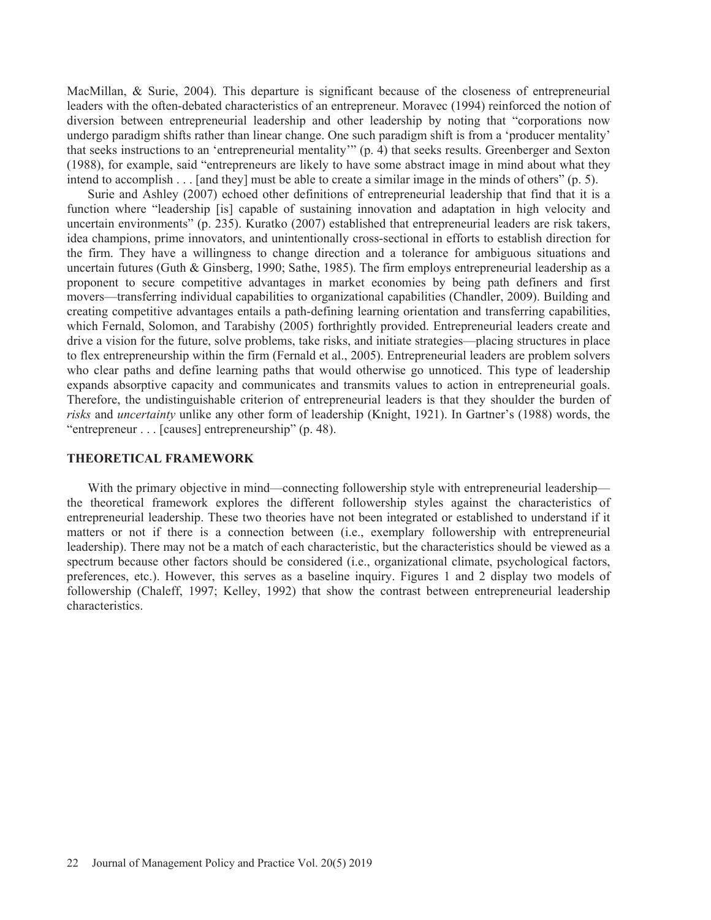MacMillan, & Surie, 2004). This departure is significant because of the closeness of entrepreneurial leaders with the often-debated characteristics of an entrepreneur. Moravec (1994) reinforced the notion of diversion between entrepreneurial leadership and other leadership by noting that "corporations now undergo paradigm shifts rather than linear change. One such paradigm shift is from a 'producer mentality' that seeks instructions to an 'entrepreneurial mentality'" (p. 4) that seeks results. Greenberger and Sexton (1988), for example, said "entrepreneurs are likely to have some abstract image in mind about what they intend to accomplish . . . [and they] must be able to create a similar image in the minds of others" (p. 5).

Surie and Ashley (2007) echoed other definitions of entrepreneurial leadership that find that it is a function where "leadership [is] capable of sustaining innovation and adaptation in high velocity and uncertain environments" (p. 235). Kuratko (2007) established that entrepreneurial leaders are risk takers, idea champions, prime innovators, and unintentionally cross-sectional in efforts to establish direction for the firm. They have a willingness to change direction and a tolerance for ambiguous situations and uncertain futures (Guth & Ginsberg, 1990; Sathe, 1985). The firm employs entrepreneurial leadership as a proponent to secure competitive advantages in market economies by being path definers and first movers—transferring individual capabilities to organizational capabilities (Chandler, 2009). Building and creating competitive advantages entails a path-defining learning orientation and transferring capabilities, which Fernald, Solomon, and Tarabishy (2005) forthrightly provided. Entrepreneurial leaders create and drive a vision for the future, solve problems, take risks, and initiate strategies—placing structures in place to flex entrepreneurship within the firm (Fernald et al., 2005). Entrepreneurial leaders are problem solvers who clear paths and define learning paths that would otherwise go unnoticed. This type of leadership expands absorptive capacity and communicates and transmits values to action in entrepreneurial goals. Therefore, the undistinguishable criterion of entrepreneurial leaders is that they shoulder the burden of *risks* and *uncertainty* unlike any other form of leadership (Knight, 1921). In Gartner's (1988) words, the "entrepreneur . . . [causes] entrepreneurship" (p. 48).

## THEORETICAL FRAMEWORK

With the primary objective in mind—connecting followership style with entrepreneurial leadership—the theoretical framework explores the different followership styles against the characteristics of entrepreneurial leadership. These two theories have not been integrated or established to understand if it matters or not if there is a connection between (i.e., exemplary followership with entrepreneurial leadership). There may not be a match of each characteristic, but the characteristics should be viewed as a spectrum because other factors should be considered (i.e., organizational climate, psychological factors, preferences, etc.). However, this serves as a baseline inquiry. Figures 1 and 2 display two models of followership (Chaleff, 1997; Kelley, 1992) that show the contrast between entrepreneurial leadership characteristics.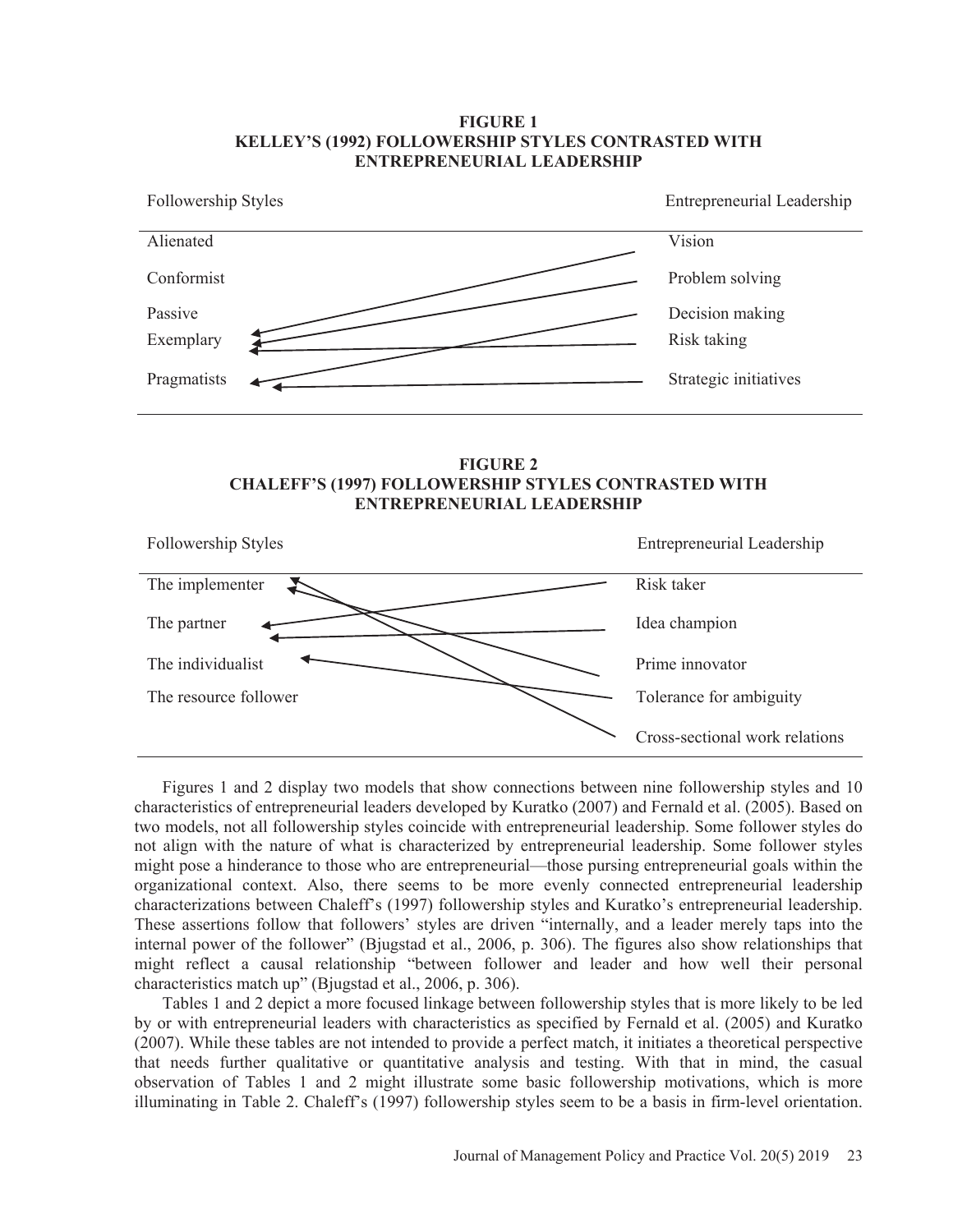**FIGURE 1**
**KELLEY'S (1992) FOLLOWERSHIP STYLES CONTRASTED WITH ENTREPRENEURIAL LEADERSHIP**

| Followership Styles | Entrepreneurial Leadership |
|---|---|
| Alienated | Vision |
| Conformist | Problem solving |
| Passive | Decision making |
| Exemplary | Risk taking |
| Pragmatists | Strategic initiatives |

**FIGURE 2**
**CHALEFF'S (1997) FOLLOWERSHIP STYLES CONTRASTED WITH ENTREPRENEURIAL LEADERSHIP**

| Followership Styles | Entrepreneurial Leadership |
|---|---|
| The implementer | Risk taker |
| The partner | Idea champion |
| The individualist | Prime innovator |
| The resource follower | Tolerance for ambiguity |
| | Cross-sectional work relations |

Figures 1 and 2 display two models that show connections between nine followership styles and 10 characteristics of entrepreneurial leaders developed by Kuratko (2007) and Fernald et al. (2005). Based on two models, not all followership styles coincide with entrepreneurial leadership. Some follower styles do not align with the nature of what is characterized by entrepreneurial leadership. Some follower styles might pose a hinderance to those who are entrepreneurial—those pursing entrepreneurial goals within the organizational context. Also, there seems to be more evenly connected entrepreneurial leadership characterizations between Chaleff's (1997) followership styles and Kuratko's entrepreneurial leadership. These assertions follow that followers' styles are driven "internally, and a leader merely taps into the internal power of the follower" (Bjugstad et al., 2006, p. 306). The figures also show relationships that might reflect a causal relationship "between follower and leader and how well their personal characteristics match up" (Bjugstad et al., 2006, p. 306).

Tables 1 and 2 depict a more focused linkage between followership styles that is more likely to be led by or with entrepreneurial leaders with characteristics as specified by Fernald et al. (2005) and Kuratko (2007). While these tables are not intended to provide a perfect match, it initiates a theoretical perspective that needs further qualitative or quantitative analysis and testing. With that in mind, the casual observation of Tables 1 and 2 might illustrate some basic followership motivations, which is more illuminating in Table 2. Chaleff's (1997) followership styles seem to be a basis in firm-level orientation.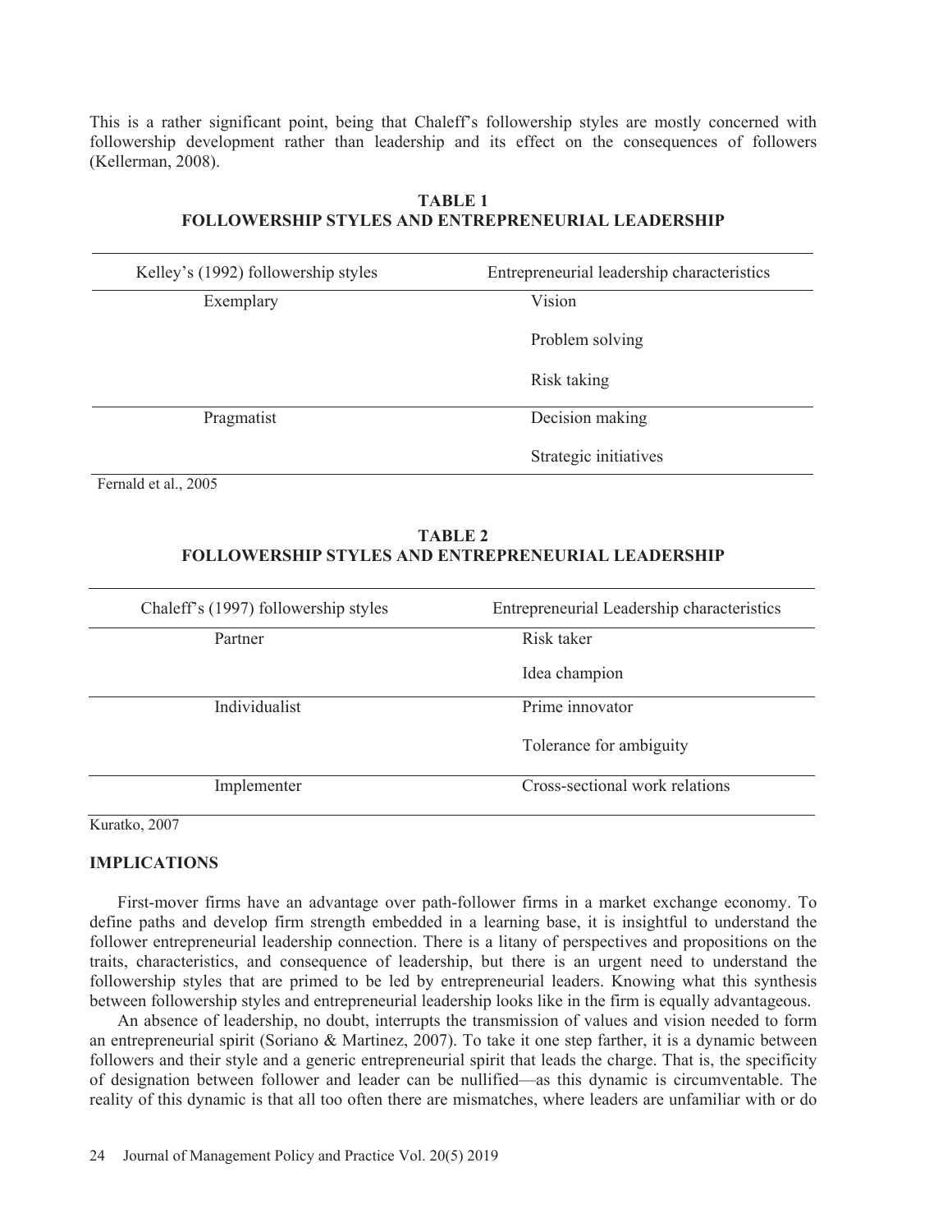This is a rather significant point, being that Chaleff's followership styles are mostly concerned with followership development rather than leadership and its effect on the consequences of followers (Kellerman, 2008).

**TABLE 1**
**FOLLOWERSHIP STYLES AND ENTREPRENEURIAL LEADERSHIP**

| Kelley's (1992) followership styles | Entrepreneurial leadership characteristics |
| --- | --- |
| Exemplary | Vision |
| | Problem solving |
| | Risk taking |
| Pragmatist | Decision making |
| | Strategic initiatives |

Fernald et al., 2005

**TABLE 2**
**FOLLOWERSHIP STYLES AND ENTREPRENEURIAL LEADERSHIP**

| Chaleff's (1997) followership styles | Entrepreneurial Leadership characteristics |
| --- | --- |
| Partner | Risk taker |
| | Idea champion |
| Individualist | Prime innovator |
| | Tolerance for ambiguity |
| Implementer | Cross-sectional work relations |

Kuratko, 2007

## IMPLICATIONS

First-mover firms have an advantage over path-follower firms in a market exchange economy. To define paths and develop firm strength embedded in a learning base, it is insightful to understand the follower entrepreneurial leadership connection. There is a litany of perspectives and propositions on the traits, characteristics, and consequence of leadership, but there is an urgent need to understand the followership styles that are primed to be led by entrepreneurial leaders. Knowing what this synthesis between followership styles and entrepreneurial leadership looks like in the firm is equally advantageous.

An absence of leadership, no doubt, interrupts the transmission of values and vision needed to form an entrepreneurial spirit (Soriano & Martinez, 2007). To take it one step farther, it is a dynamic between followers and their style and a generic entrepreneurial spirit that leads the charge. That is, the specificity of designation between follower and leader can be nullified—as this dynamic is circumventable. The reality of this dynamic is that all too often there are mismatches, where leaders are unfamiliar with or do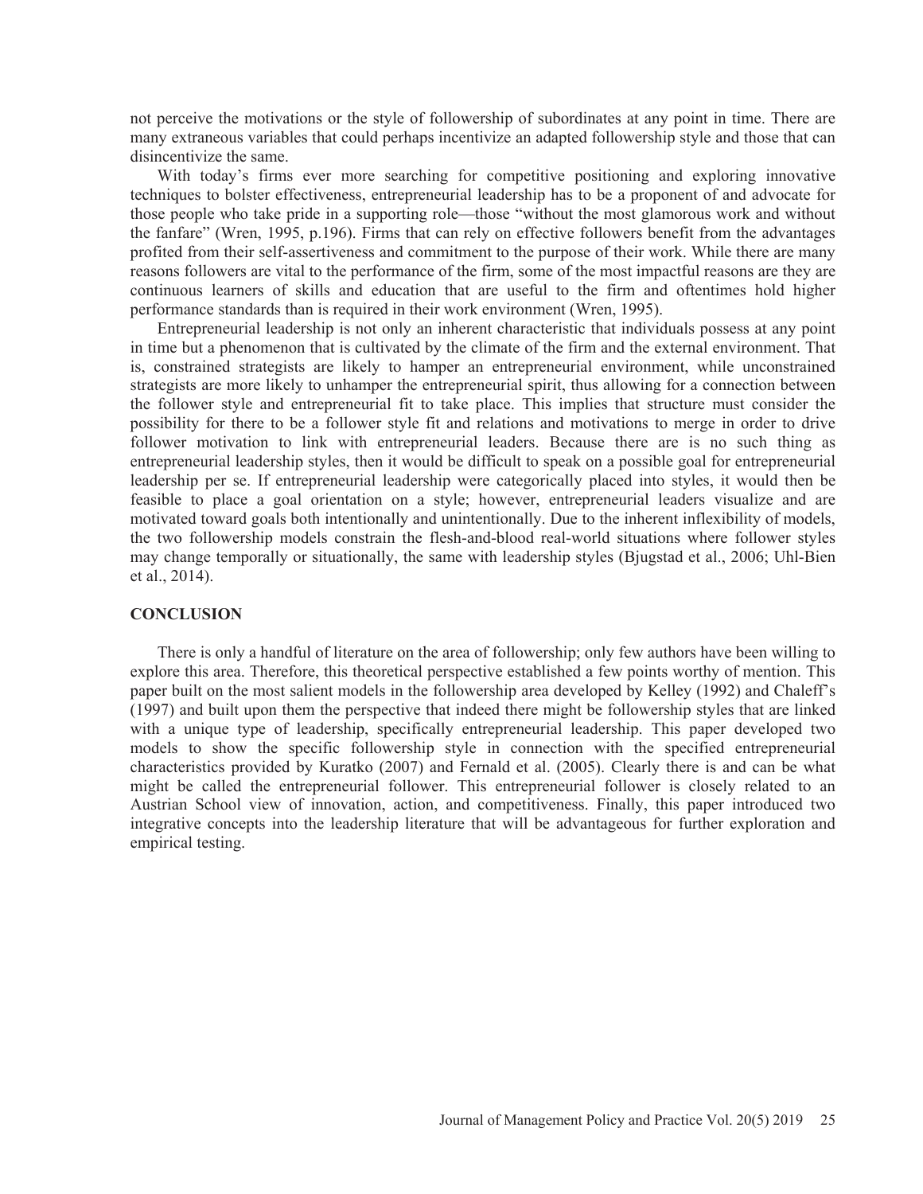not perceive the motivations or the style of followership of subordinates at any point in time. There are many extraneous variables that could perhaps incentivize an adapted followership style and those that can disincentivize the same.

With today's firms ever more searching for competitive positioning and exploring innovative techniques to bolster effectiveness, entrepreneurial leadership has to be a proponent of and advocate for those people who take pride in a supporting role—those "without the most glamorous work and without the fanfare" (Wren, 1995, p.196). Firms that can rely on effective followers benefit from the advantages profited from their self-assertiveness and commitment to the purpose of their work. While there are many reasons followers are vital to the performance of the firm, some of the most impactful reasons are they are continuous learners of skills and education that are useful to the firm and oftentimes hold higher performance standards than is required in their work environment (Wren, 1995).

Entrepreneurial leadership is not only an inherent characteristic that individuals possess at any point in time but a phenomenon that is cultivated by the climate of the firm and the external environment. That is, constrained strategists are likely to hamper an entrepreneurial environment, while unconstrained strategists are more likely to unhamper the entrepreneurial spirit, thus allowing for a connection between the follower style and entrepreneurial fit to take place. This implies that structure must consider the possibility for there to be a follower style fit and relations and motivations to merge in order to drive follower motivation to link with entrepreneurial leaders. Because there are is no such thing as entrepreneurial leadership styles, then it would be difficult to speak on a possible goal for entrepreneurial leadership per se. If entrepreneurial leadership were categorically placed into styles, it would then be feasible to place a goal orientation on a style; however, entrepreneurial leaders visualize and are motivated toward goals both intentionally and unintentionally. Due to the inherent inflexibility of models, the two followership models constrain the flesh-and-blood real-world situations where follower styles may change temporally or situationally, the same with leadership styles (Bjugstad et al., 2006; Uhl-Bien et al., 2014).

## CONCLUSION

There is only a handful of literature on the area of followership; only few authors have been willing to explore this area. Therefore, this theoretical perspective established a few points worthy of mention. This paper built on the most salient models in the followership area developed by Kelley (1992) and Chaleff's (1997) and built upon them the perspective that indeed there might be followership styles that are linked with a unique type of leadership, specifically entrepreneurial leadership. This paper developed two models to show the specific followership style in connection with the specified entrepreneurial characteristics provided by Kuratko (2007) and Fernald et al. (2005). Clearly there is and can be what might be called the entrepreneurial follower. This entrepreneurial follower is closely related to an Austrian School view of innovation, action, and competitiveness. Finally, this paper introduced two integrative concepts into the leadership literature that will be advantageous for further exploration and empirical testing.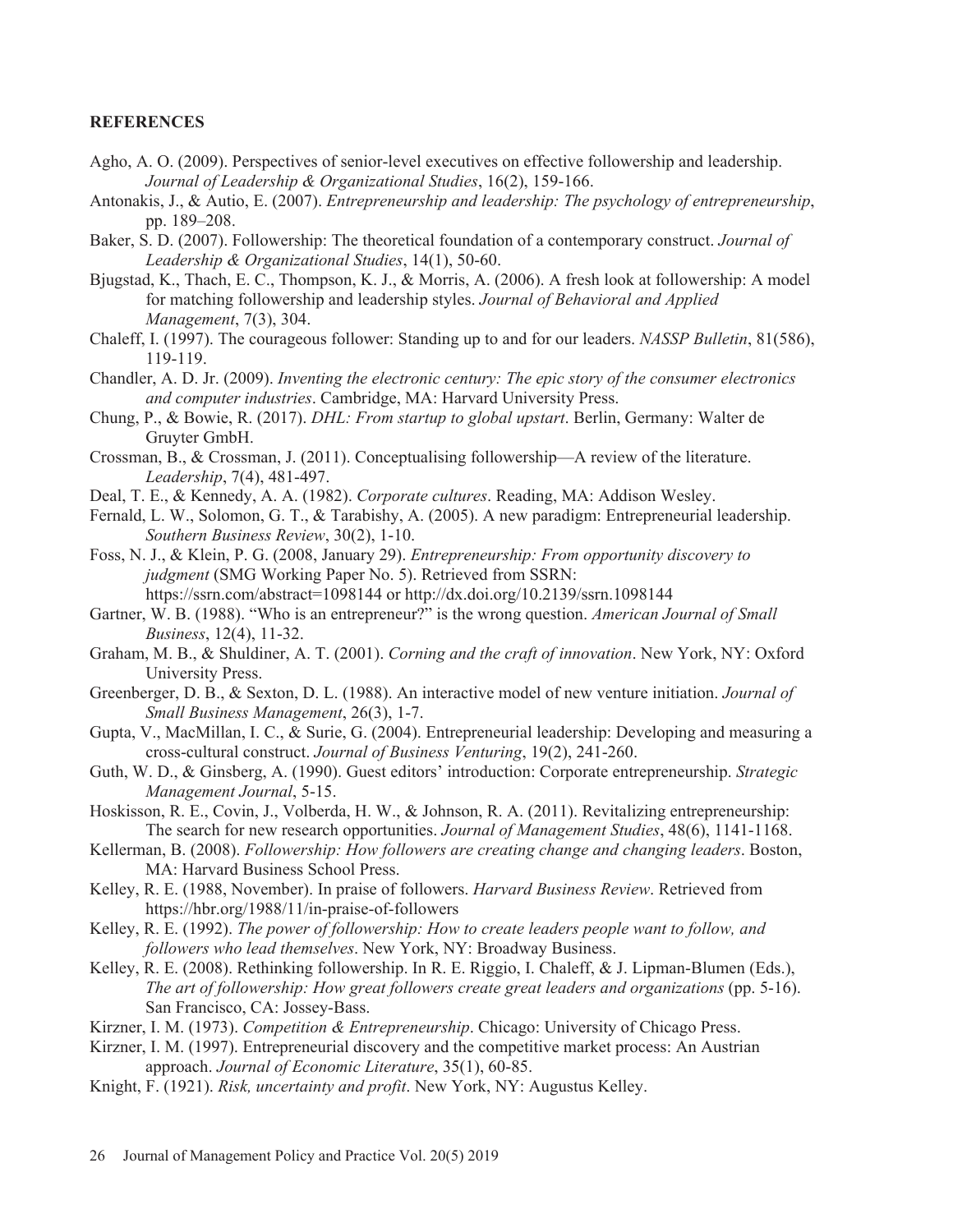**REFERENCES**

Agho, A. O. (2009). Perspectives of senior-level executives on effective followership and leadership. *Journal of Leadership & Organizational Studies*, 16(2), 159-166.

Antonakis, J., & Autio, E. (2007). *Entrepreneurship and leadership: The psychology of entrepreneurship*, pp. 189–208.

Baker, S. D. (2007). Followership: The theoretical foundation of a contemporary construct. *Journal of Leadership & Organizational Studies*, 14(1), 50-60.

Bjugstad, K., Thach, E. C., Thompson, K. J., & Morris, A. (2006). A fresh look at followership: A model for matching followership and leadership styles. *Journal of Behavioral and Applied Management*, 7(3), 304.

Chaleff, I. (1997). The courageous follower: Standing up to and for our leaders. *NASSP Bulletin*, 81(586), 119-119.

Chandler, A. D. Jr. (2009). *Inventing the electronic century: The epic story of the consumer electronics and computer industries*. Cambridge, MA: Harvard University Press.

Chung, P., & Bowie, R. (2017). *DHL: From startup to global upstart*. Berlin, Germany: Walter de Gruyter GmbH.

Crossman, B., & Crossman, J. (2011). Conceptualising followership—A review of the literature. *Leadership*, 7(4), 481-497.

Deal, T. E., & Kennedy, A. A. (1982). *Corporate cultures*. Reading, MA: Addison Wesley.

Fernald, L. W., Solomon, G. T., & Tarabishy, A. (2005). A new paradigm: Entrepreneurial leadership. *Southern Business Review*, 30(2), 1-10.

Foss, N. J., & Klein, P. G. (2008, January 29). *Entrepreneurship: From opportunity discovery to judgment* (SMG Working Paper No. 5). Retrieved from SSRN: https://ssrn.com/abstract=1098144 or http://dx.doi.org/10.2139/ssrn.1098144

Gartner, W. B. (1988). "Who is an entrepreneur?" is the wrong question. *American Journal of Small Business*, 12(4), 11-32.

Graham, M. B., & Shuldiner, A. T. (2001). *Corning and the craft of innovation*. New York, NY: Oxford University Press.

Greenberger, D. B., & Sexton, D. L. (1988). An interactive model of new venture initiation. *Journal of Small Business Management*, 26(3), 1-7.

Gupta, V., MacMillan, I. C., & Surie, G. (2004). Entrepreneurial leadership: Developing and measuring a cross-cultural construct. *Journal of Business Venturing*, 19(2), 241-260.

Guth, W. D., & Ginsberg, A. (1990). Guest editors' introduction: Corporate entrepreneurship. *Strategic Management Journal*, 5-15.

Hoskisson, R. E., Covin, J., Volberda, H. W., & Johnson, R. A. (2011). Revitalizing entrepreneurship: The search for new research opportunities. *Journal of Management Studies*, 48(6), 1141-1168.

Kellerman, B. (2008). *Followership: How followers are creating change and changing leaders*. Boston, MA: Harvard Business School Press.

Kelley, R. E. (1988, November). In praise of followers. *Harvard Business Review*. Retrieved from https://hbr.org/1988/11/in-praise-of-followers

Kelley, R. E. (1992). *The power of followership: How to create leaders people want to follow, and followers who lead themselves*. New York, NY: Broadway Business.

Kelley, R. E. (2008). Rethinking followership. In R. E. Riggio, I. Chaleff, & J. Lipman-Blumen (Eds.), *The art of followership: How great followers create great leaders and organizations* (pp. 5-16). San Francisco, CA: Jossey-Bass.

Kirzner, I. M. (1973). *Competition & Entrepreneurship*. Chicago: University of Chicago Press.

Kirzner, I. M. (1997). Entrepreneurial discovery and the competitive market process: An Austrian approach. *Journal of Economic Literature*, 35(1), 60-85.

Knight, F. (1921). *Risk, uncertainty and profit*. New York, NY: Augustus Kelley.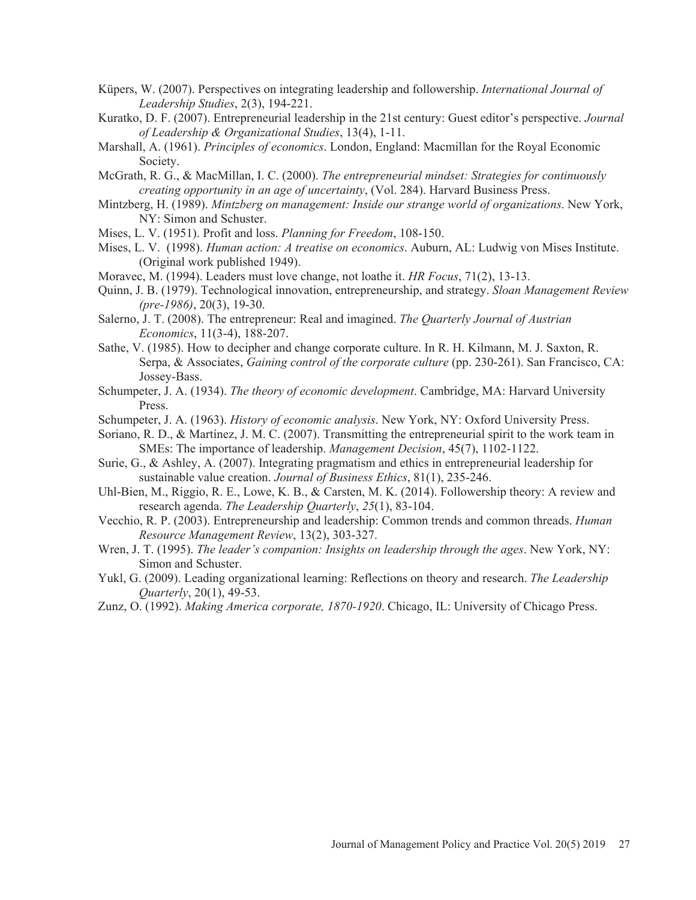Küpers, W. (2007). Perspectives on integrating leadership and followership. *International Journal of Leadership Studies*, 2(3), 194-221.

Kuratko, D. F. (2007). Entrepreneurial leadership in the 21st century: Guest editor's perspective. *Journal of Leadership & Organizational Studies*, 13(4), 1-11.

Marshall, A. (1961). *Principles of economics*. London, England: Macmillan for the Royal Economic Society.

McGrath, R. G., & MacMillan, I. C. (2000). *The entrepreneurial mindset: Strategies for continuously creating opportunity in an age of uncertainty*, (Vol. 284). Harvard Business Press.

Mintzberg, H. (1989). *Mintzberg on management: Inside our strange world of organizations*. New York, NY: Simon and Schuster.

Mises, L. V. (1951). Profit and loss. *Planning for Freedom*, 108-150.

Mises, L. V. (1998). *Human action: A treatise on economics*. Auburn, AL: Ludwig von Mises Institute. (Original work published 1949).

Moravec, M. (1994). Leaders must love change, not loathe it. *HR Focus*, 71(2), 13-13.

Quinn, J. B. (1979). Technological innovation, entrepreneurship, and strategy. *Sloan Management Review (pre-1986)*, 20(3), 19-30.

Salerno, J. T. (2008). The entrepreneur: Real and imagined. *The Quarterly Journal of Austrian Economics*, 11(3-4), 188-207.

Sathe, V. (1985). How to decipher and change corporate culture. In R. H. Kilmann, M. J. Saxton, R. Serpa, & Associates, *Gaining control of the corporate culture* (pp. 230-261). San Francisco, CA: Jossey-Bass.

Schumpeter, J. A. (1934). *The theory of economic development*. Cambridge, MA: Harvard University Press.

Schumpeter, J. A. (1963). *History of economic analysis*. New York, NY: Oxford University Press.

Soriano, R. D., & Martínez, J. M. C. (2007). Transmitting the entrepreneurial spirit to the work team in SMEs: The importance of leadership. *Management Decision*, 45(7), 1102-1122.

Surie, G., & Ashley, A. (2007). Integrating pragmatism and ethics in entrepreneurial leadership for sustainable value creation. *Journal of Business Ethics*, 81(1), 235-246.

Uhl-Bien, M., Riggio, R. E., Lowe, K. B., & Carsten, M. K. (2014). Followership theory: A review and research agenda. *The Leadership Quarterly*, *25*(1), 83-104.

Vecchio, R. P. (2003). Entrepreneurship and leadership: Common trends and common threads. *Human Resource Management Review*, 13(2), 303-327.

Wren, J. T. (1995). *The leader's companion: Insights on leadership through the ages*. New York, NY: Simon and Schuster.

Yukl, G. (2009). Leading organizational learning: Reflections on theory and research. *The Leadership Quarterly*, 20(1), 49-53.

Zunz, O. (1992). *Making America corporate, 1870-1920*. Chicago, IL: University of Chicago Press.